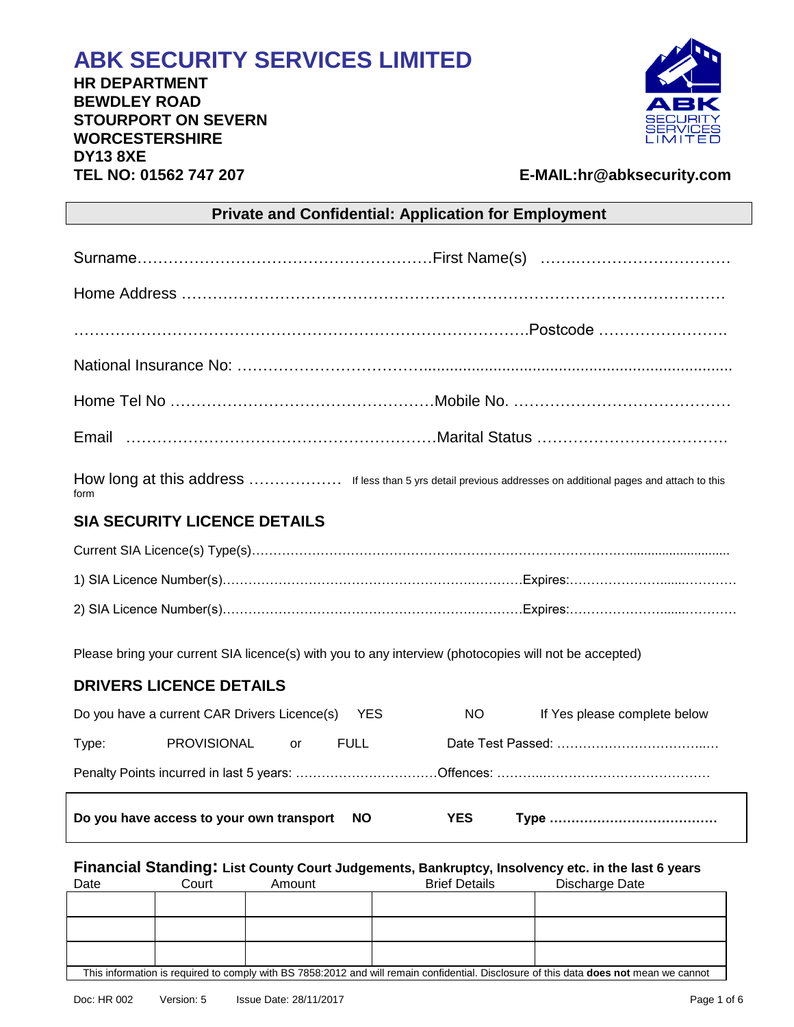# ABK SECURITY SERVICES LIMITED

**HR DEPARTMENT**
**BEWDLEY ROAD**
**STOURPORT ON SEVERN**
**WORCESTERSHIRE**
**DY13 8XE**
**TEL NO: 01562 747 207**

**E-MAIL:hr@abksecurity.com**

## Private and Confidential: Application for Employment

Surname…………………………………………………First Name(s) …….……………………………

Home Address ……………………………………………………………………………………………

……………………………………………………………………………….Postcode …………………….

National Insurance No: ……………………………......................................................................

Home Tel No ……………………………………………Mobile No. ……………………………………

Email ……………………….…………………………Marital Status ………………………………

How long at this address ……………… If less than 5 yrs detail previous addresses on additional pages and attach to this form

## SIA SECURITY LICENCE DETAILS

Current SIA Licence(s) Type(s)………………………………………………………………………….............................

1) SIA Licence Number(s)……………………………………………….…………Expires:………………......…………

2) SIA Licence Number(s)……………………………………………….…………Expires:………………......…………

Please bring your current SIA licence(s) with you to any interview (photocopies will not be accepted)

## DRIVERS LICENCE DETAILS

Do you have a current CAR Drivers Licence(s) YES NO If Yes please complete below

Type: PROVISIONAL or FULL Date Test Passed: ……………………………..…

Penalty Points incurred in last 5 years: ……………………………Offences: ………..………………………………

**Do you have access to your own transport NO YES Type …………………………………**

**Financial Standing: List County Court Judgements, Bankruptcy, Insolvency etc. in the last 6 years**

| Date | Court | Amount | Brief Details | Discharge Date |
|---|---|---|---|---|
| | | | | |
| | | | | |
| | | | | |

This information is required to comply with BS 7858:2012 and will remain confidential. Disclosure of this data **does not** mean we cannot

Doc: HR 002 Version: 5 Issue Date: 28/11/2017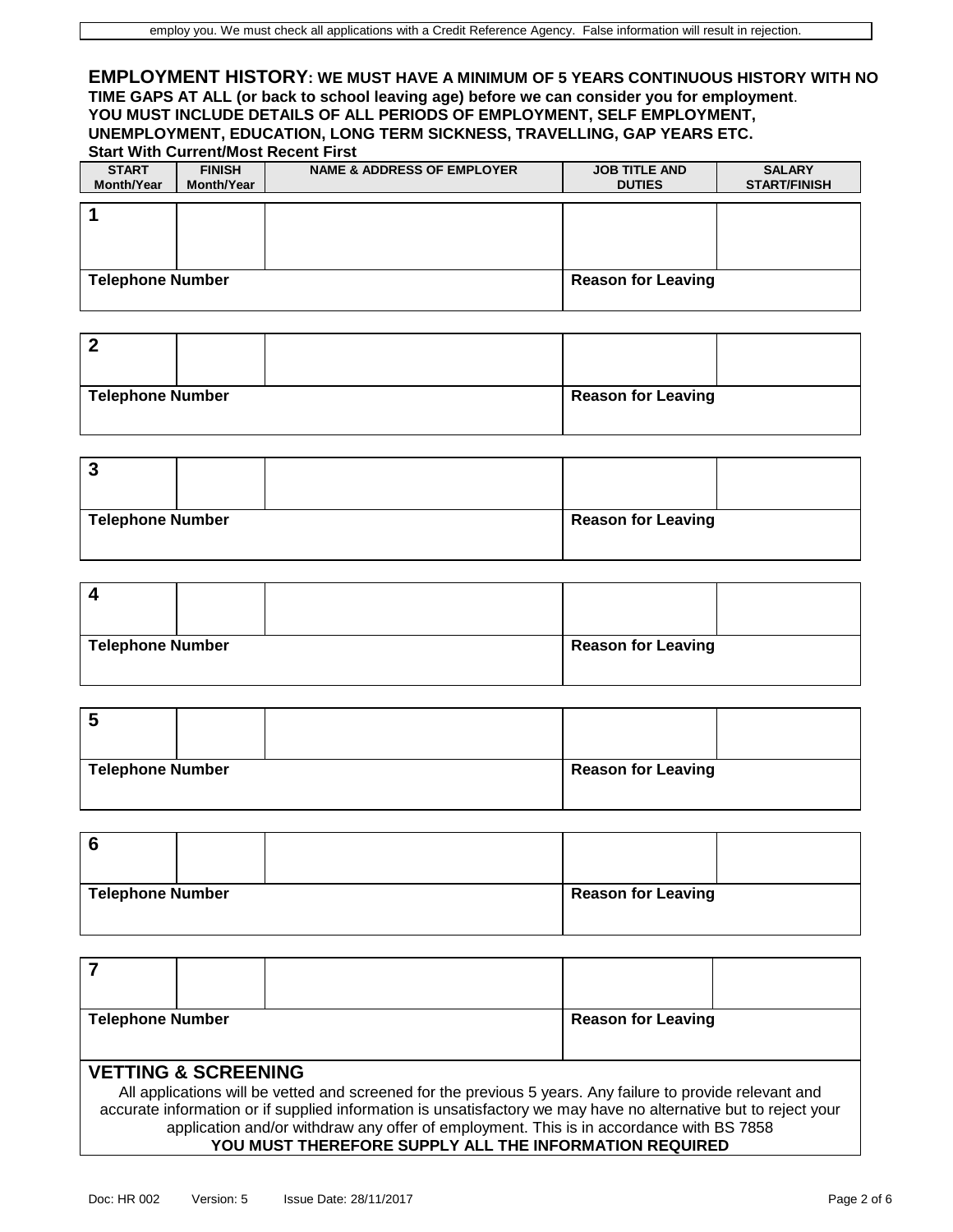employ you. We must check all applications with a Credit Reference Agency. False information will result in rejection.

## EMPLOYMENT HISTORY: WE MUST HAVE A MINIMUM OF 5 YEARS CONTINUOUS HISTORY WITH NO TIME GAPS AT ALL (or back to school leaving age) before we can consider you for employment.

**YOU MUST INCLUDE DETAILS OF ALL PERIODS OF EMPLOYMENT, SELF EMPLOYMENT, UNEMPLOYMENT, EDUCATION, LONG TERM SICKNESS, TRAVELLING, GAP YEARS ETC.**

**Start With Current/Most Recent First**

| START Month/Year | FINISH Month/Year | NAME & ADDRESS OF EMPLOYER | JOB TITLE AND DUTIES | SALARY START/FINISH |
|---|---|---|---|---|
| 1 | | | | |
| Telephone Number | | | Reason for Leaving | |
| 2 | | | | |
| Telephone Number | | | Reason for Leaving | |
| 3 | | | | |
| Telephone Number | | | Reason for Leaving | |
| 4 | | | | |
| Telephone Number | | | Reason for Leaving | |
| 5 | | | | |
| Telephone Number | | | Reason for Leaving | |
| 6 | | | | |
| Telephone Number | | | Reason for Leaving | |
| 7 | | | | |
| Telephone Number | | | Reason for Leaving | |

## VETTING & SCREENING

All applications will be vetted and screened for the previous 5 years. Any failure to provide relevant and accurate information or if supplied information is unsatisfactory we may have no alternative but to reject your application and/or withdraw any offer of employment. This is in accordance with BS 7858

**YOU MUST THEREFORE SUPPLY ALL THE INFORMATION REQUIRED**

Doc: HR 002 Version: 5 Issue Date: 28/11/2017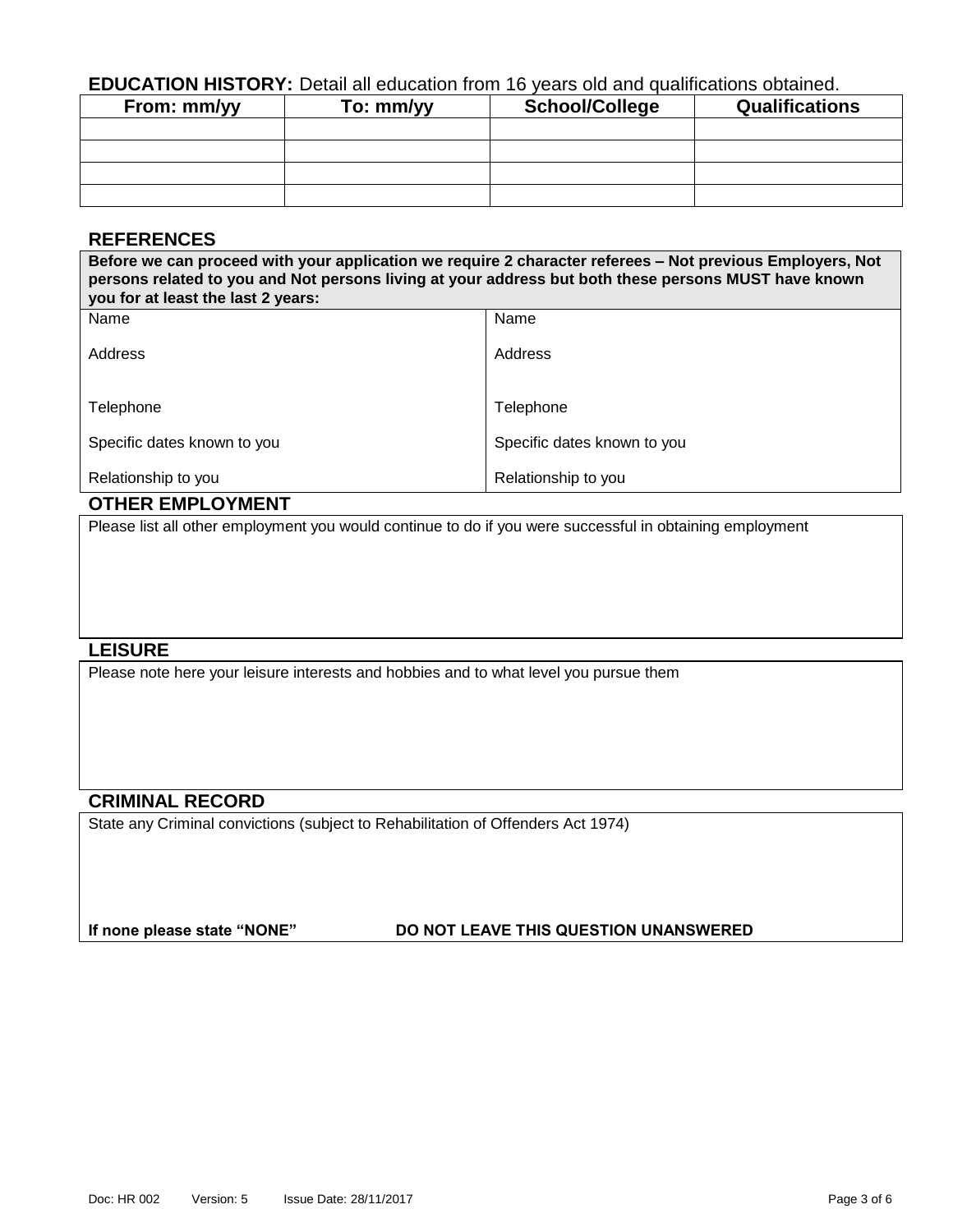**EDUCATION HISTORY:** Detail all education from 16 years old and qualifications obtained.

| From: mm/yy | To: mm/yy | School/College | Qualifications |
|---|---|---|---|
| | | | |
| | | | |
| | | | |
| | | | |

## REFERENCES

**Before we can proceed with your application we require 2 character referees – Not previous Employers, Not persons related to you and Not persons living at your address but both these persons MUST have known you for at least the last 2 years:**

| | |
|---|---|
| Name | Name |
| Address | Address |
| Telephone | Telephone |
| Specific dates known to you | Specific dates known to you |
| Relationship to you | Relationship to you |

## OTHER EMPLOYMENT

Please list all other employment you would continue to do if you were successful in obtaining employment

## LEISURE

Please note here your leisure interests and hobbies and to what level you pursue them

## CRIMINAL RECORD

State any Criminal convictions (subject to Rehabilitation of Offenders Act 1974)

**If none please state "NONE"** **DO NOT LEAVE THIS QUESTION UNANSWERED**

Doc: HR 002 Version: 5 Issue Date: 28/11/2017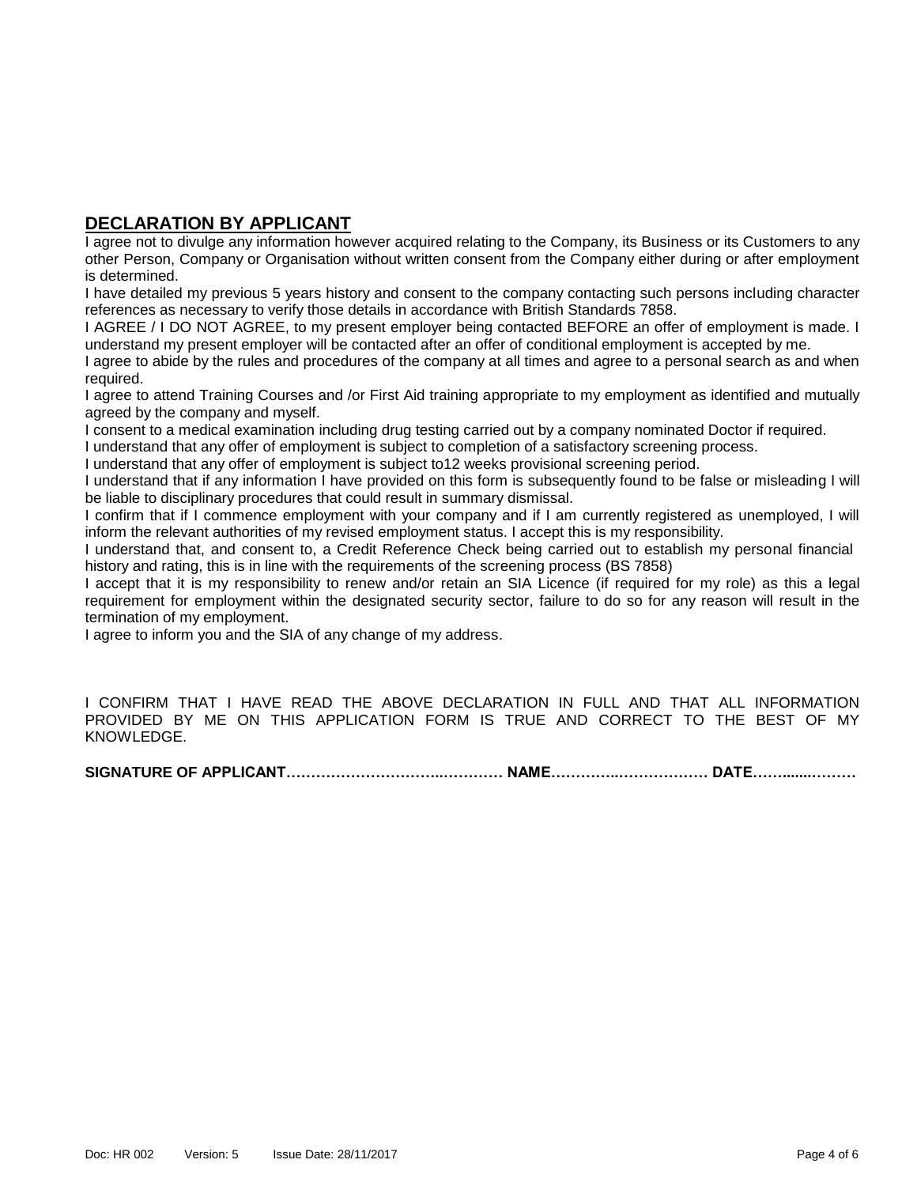## DECLARATION BY APPLICANT

I agree not to divulge any information however acquired relating to the Company, its Business or its Customers to any other Person, Company or Organisation without written consent from the Company either during or after employment is determined.

I have detailed my previous 5 years history and consent to the company contacting such persons including character references as necessary to verify those details in accordance with British Standards 7858.

I AGREE / I DO NOT AGREE, to my present employer being contacted BEFORE an offer of employment is made. I understand my present employer will be contacted after an offer of conditional employment is accepted by me.

I agree to abide by the rules and procedures of the company at all times and agree to a personal search as and when required.

I agree to attend Training Courses and /or First Aid training appropriate to my employment as identified and mutually agreed by the company and myself.

I consent to a medical examination including drug testing carried out by a company nominated Doctor if required.

I understand that any offer of employment is subject to completion of a satisfactory screening process.

I understand that any offer of employment is subject to12 weeks provisional screening period.

I understand that if any information I have provided on this form is subsequently found to be false or misleading I will be liable to disciplinary procedures that could result in summary dismissal.

I confirm that if I commence employment with your company and if I am currently registered as unemployed, I will inform the relevant authorities of my revised employment status. I accept this is my responsibility.

I understand that, and consent to, a Credit Reference Check being carried out to establish my personal financial history and rating, this is in line with the requirements of the screening process (BS 7858)

I accept that it is my responsibility to renew and/or retain an SIA Licence (if required for my role) as this a legal requirement for employment within the designated security sector, failure to do so for any reason will result in the termination of my employment.

I agree to inform you and the SIA of any change of my address.

I CONFIRM THAT I HAVE READ THE ABOVE DECLARATION IN FULL AND THAT ALL INFORMATION PROVIDED BY ME ON THIS APPLICATION FORM IS TRUE AND CORRECT TO THE BEST OF MY KNOWLEDGE.

**SIGNATURE OF APPLICANT……………………….………… NAME…………..……………… DATE……......………**

Doc: HR 002 Version: 5 Issue Date: 28/11/2017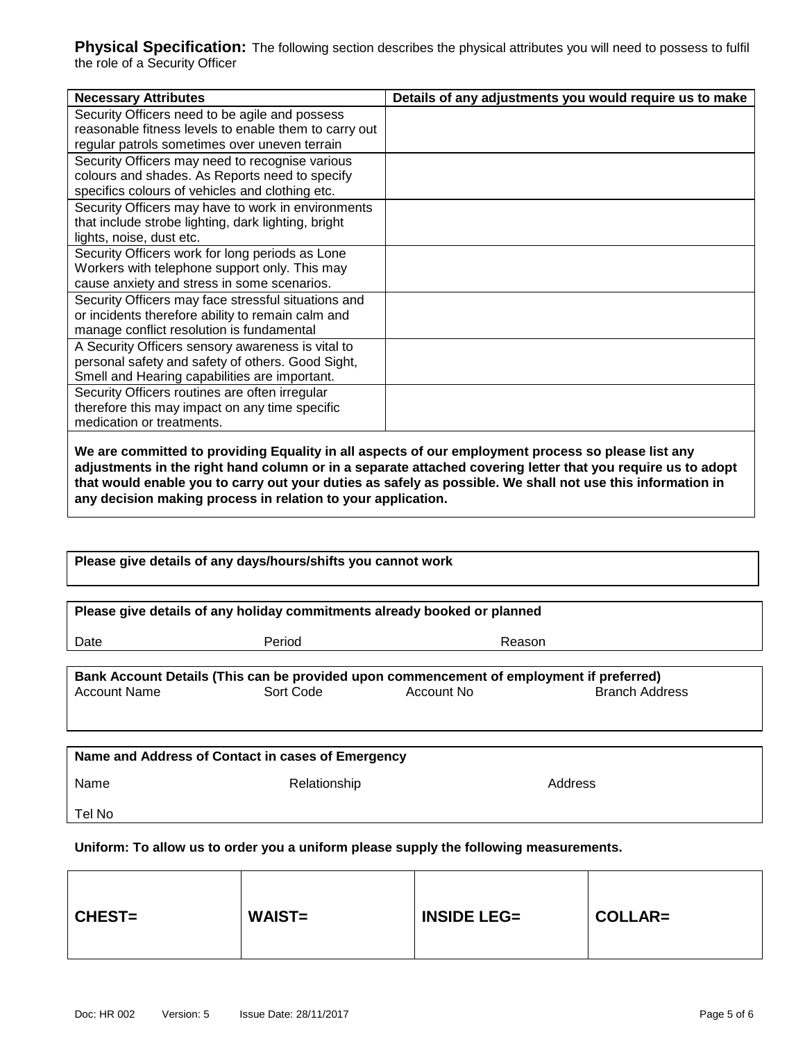**Physical Specification:** The following section describes the physical attributes you will need to possess to fulfil the role of a Security Officer

| Necessary Attributes | Details of any adjustments you would require us to make |
|---|---|
| Security Officers need to be agile and possess reasonable fitness levels to enable them to carry out regular patrols sometimes over uneven terrain | |
| Security Officers may need to recognise various colours and shades. As Reports need to specify specifics colours of vehicles and clothing etc. | |
| Security Officers may have to work in environments that include strobe lighting, dark lighting, bright lights, noise, dust etc. | |
| Security Officers work for long periods as Lone Workers with telephone support only. This may cause anxiety and stress in some scenarios. | |
| Security Officers may face stressful situations and or incidents therefore ability to remain calm and manage conflict resolution is fundamental | |
| A Security Officers sensory awareness is vital to personal safety and safety of others. Good Sight, Smell and Hearing capabilities are important. | |
| Security Officers routines are often irregular therefore this may impact on any time specific medication or treatments. | |

**We are committed to providing Equality in all aspects of our employment process so please list any adjustments in the right hand column or in a separate attached covering letter that you require us to adopt that would enable you to carry out your duties as safely as possible. We shall not use this information in any decision making process in relation to your application.**

**Please give details of any days/hours/shifts you cannot work**

**Please give details of any holiday commitments already booked or planned**

| Date | Period | Reason |
|---|---|---|
| | | |

**Bank Account Details (This can be provided upon commencement of employment if preferred)**

| Account Name | Sort Code | Account No | Branch Address |
|---|---|---|---|
| | | | |

**Name and Address of Contact in cases of Emergency**

| Name | Relationship | Address |
|---|---|---|
| | | |

Tel No

**Uniform: To allow us to order you a uniform please supply the following measurements.**

| CHEST= | WAIST= | INSIDE LEG= | COLLAR= |
|---|---|---|---|

Doc: HR 002 Version: 5 Issue Date: 28/11/2017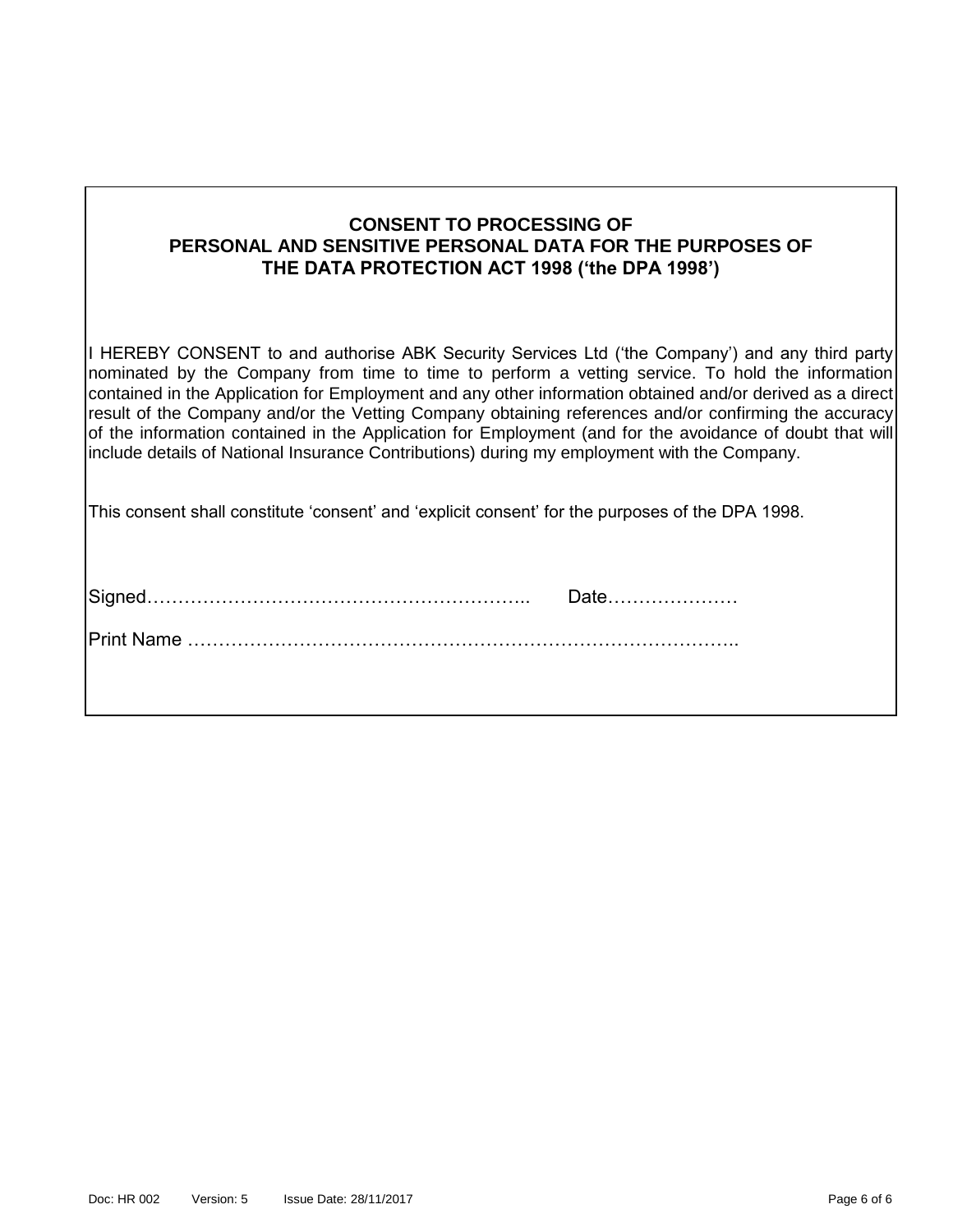## CONSENT TO PROCESSING OF PERSONAL AND SENSITIVE PERSONAL DATA FOR THE PURPOSES OF THE DATA PROTECTION ACT 1998 ('the DPA 1998')

I HEREBY CONSENT to and authorise ABK Security Services Ltd ('the Company') and any third party nominated by the Company from time to time to perform a vetting service. To hold the information contained in the Application for Employment and any other information obtained and/or derived as a direct result of the Company and/or the Vetting Company obtaining references and/or confirming the accuracy of the information contained in the Application for Employment (and for the avoidance of doubt that will include details of National Insurance Contributions) during my employment with the Company.

This consent shall constitute 'consent' and 'explicit consent' for the purposes of the DPA 1998.

Signed…………………………………………………….. Date…………………

Print Name …………………………………………………………………………..